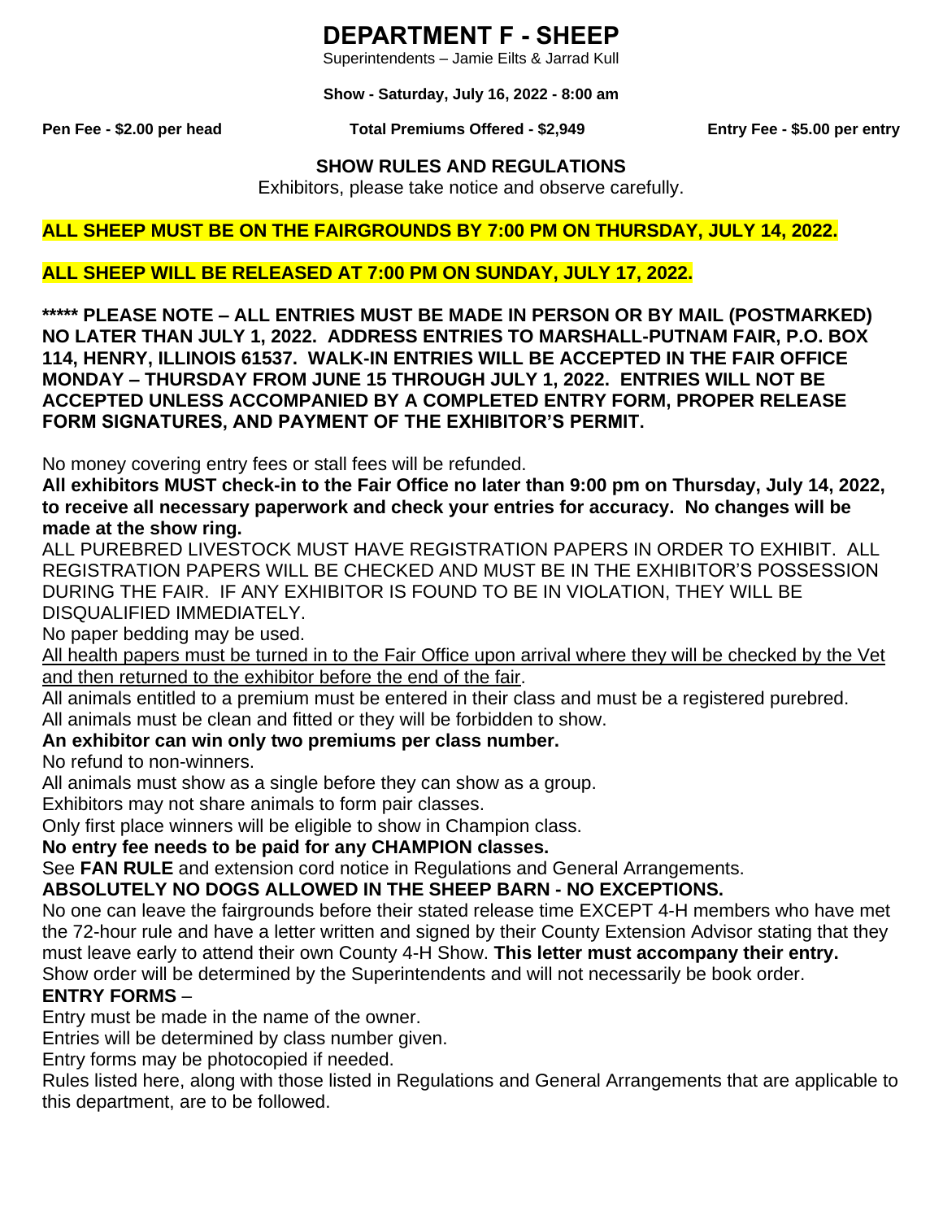# DEPARTMENT F - SHEEP

Superintendents – Jamie Eilts & Jarrad Kull

**Show - Saturday, July 16, 2022 - 8:00 am**

**Pen Fee - $2.00 per head** | **Total Premiums Offered - $2,949** | **Entry Fee - $5.00 per entry**

## SHOW RULES AND REGULATIONS

Exhibitors, please take notice and observe carefully.

**ALL SHEEP MUST BE ON THE FAIRGROUNDS BY 7:00 PM ON THURSDAY, JULY 14, 2022.**

**ALL SHEEP WILL BE RELEASED AT 7:00 PM ON SUNDAY, JULY 17, 2022.**

**\*\*\*\*\* PLEASE NOTE – ALL ENTRIES MUST BE MADE IN PERSON OR BY MAIL (POSTMARKED) NO LATER THAN JULY 1, 2022. ADDRESS ENTRIES TO MARSHALL-PUTNAM FAIR, P.O. BOX 114, HENRY, ILLINOIS 61537. WALK-IN ENTRIES WILL BE ACCEPTED IN THE FAIR OFFICE MONDAY – THURSDAY FROM JUNE 15 THROUGH JULY 1, 2022. ENTRIES WILL NOT BE ACCEPTED UNLESS ACCOMPANIED BY A COMPLETED ENTRY FORM, PROPER RELEASE FORM SIGNATURES, AND PAYMENT OF THE EXHIBITOR'S PERMIT.**

No money covering entry fees or stall fees will be refunded.

**All exhibitors MUST check-in to the Fair Office no later than 9:00 pm on Thursday, July 14, 2022, to receive all necessary paperwork and check your entries for accuracy. No changes will be made at the show ring.**

ALL PUREBRED LIVESTOCK MUST HAVE REGISTRATION PAPERS IN ORDER TO EXHIBIT. ALL REGISTRATION PAPERS WILL BE CHECKED AND MUST BE IN THE EXHIBITOR'S POSSESSION DURING THE FAIR. IF ANY EXHIBITOR IS FOUND TO BE IN VIOLATION, THEY WILL BE DISQUALIFIED IMMEDIATELY.

No paper bedding may be used.

All health papers must be turned in to the Fair Office upon arrival where they will be checked by the Vet and then returned to the exhibitor before the end of the fair.

All animals entitled to a premium must be entered in their class and must be a registered purebred.

All animals must be clean and fitted or they will be forbidden to show.

**An exhibitor can win only two premiums per class number.**

No refund to non-winners.

All animals must show as a single before they can show as a group.

Exhibitors may not share animals to form pair classes.

Only first place winners will be eligible to show in Champion class.

**No entry fee needs to be paid for any CHAMPION classes.**

See **FAN RULE** and extension cord notice in Regulations and General Arrangements.

**ABSOLUTELY NO DOGS ALLOWED IN THE SHEEP BARN - NO EXCEPTIONS.**

No one can leave the fairgrounds before their stated release time EXCEPT 4-H members who have met the 72-hour rule and have a letter written and signed by their County Extension Advisor stating that they must leave early to attend their own County 4-H Show. **This letter must accompany their entry.**

Show order will be determined by the Superintendents and will not necessarily be book order.

**ENTRY FORMS** –

Entry must be made in the name of the owner.

Entries will be determined by class number given.

Entry forms may be photocopied if needed.

Rules listed here, along with those listed in Regulations and General Arrangements that are applicable to this department, are to be followed.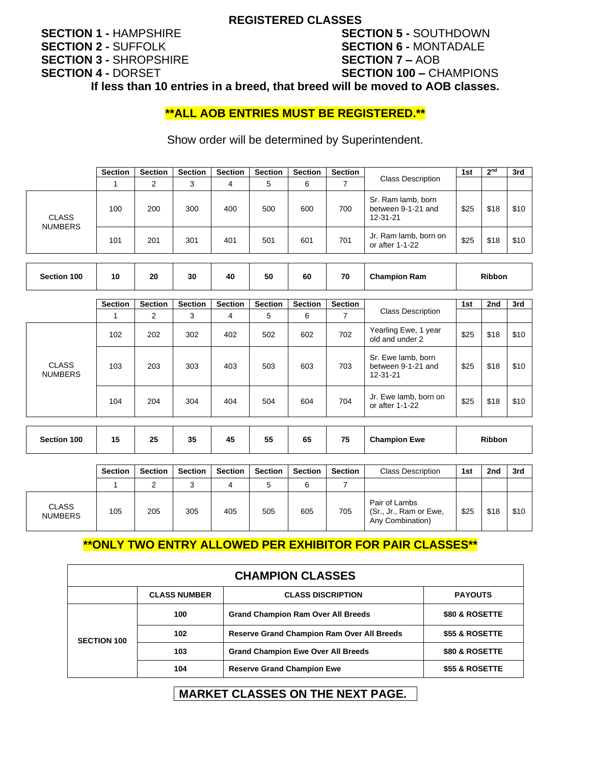## REGISTERED CLASSES

**SECTION 1 -** HAMPSHIRE
**SECTION 2 -** SUFFOLK
**SECTION 3 -** SHROPSHIRE
**SECTION 4 -** DORSET
**SECTION 5 -** SOUTHDOWN
**SECTION 6 -** MONTADALE
**SECTION 7 –** AOB
**SECTION 100 –** CHAMPIONS

**If less than 10 entries in a breed, that breed will be moved to AOB classes.**

**\*\*ALL AOB ENTRIES MUST BE REGISTERED.\*\***

Show order will be determined by Superintendent.

| | Section 1 | Section 2 | Section 3 | Section 4 | Section 5 | Section 6 | Section 7 | Class Description | 1st | 2nd | 3rd |
|---|---|---|---|---|---|---|---|---|---|---|---|
| CLASS NUMBERS | 100 | 200 | 300 | 400 | 500 | 600 | 700 | Sr. Ram lamb, born between 9-1-21 and 12-31-21 | $25 | $18 | $10 |
| | 101 | 201 | 301 | 401 | 501 | 601 | 701 | Jr. Ram lamb, born on or after 1-1-22 | $25 | $18 | $10 |

| **Section 100** | **10** | **20** | **30** | **40** | **50** | **60** | **70** | **Champion Ram** | **Ribbon** |
|---|---|---|---|---|---|---|---|---|---|

| | Section 1 | Section 2 | Section 3 | Section 4 | Section 5 | Section 6 | Section 7 | Class Description | 1st | 2nd | 3rd |
|---|---|---|---|---|---|---|---|---|---|---|---|
| CLASS NUMBERS | 102 | 202 | 302 | 402 | 502 | 602 | 702 | Yearling Ewe, 1 year old and under 2 | $25 | $18 | $10 |
| | 103 | 203 | 303 | 403 | 503 | 603 | 703 | Sr. Ewe lamb, born between 9-1-21 and 12-31-21 | $25 | $18 | $10 |
| | 104 | 204 | 304 | 404 | 504 | 604 | 704 | Jr. Ewe lamb, born on or after 1-1-22 | $25 | $18 | $10 |

| **Section 100** | **15** | **25** | **35** | **45** | **55** | **65** | **75** | **Champion Ewe** | **Ribbon** |
|---|---|---|---|---|---|---|---|---|---|

| | Section 1 | Section 2 | Section 3 | Section 4 | Section 5 | Section 6 | Section 7 | Class Description | 1st | 2nd | 3rd |
|---|---|---|---|---|---|---|---|---|---|---|---|
| CLASS NUMBERS | 105 | 205 | 305 | 405 | 505 | 605 | 705 | Pair of Lambs (Sr., Jr., Ram or Ewe, Any Combination) | $25 | $18 | $10 |

**\*\*ONLY TWO ENTRY ALLOWED PER EXHIBITOR FOR PAIR CLASSES\*\***

### CHAMPION CLASSES

| | CLASS NUMBER | CLASS DISCRIPTION | PAYOUTS |
|---|---|---|---|
| **SECTION 100** | **100** | **Grand Champion Ram Over All Breeds** | **$80 & ROSETTE** |
| | **102** | **Reserve Grand Champion Ram Over All Breeds** | **$55 & ROSETTE** |
| | **103** | **Grand Champion Ewe Over All Breeds** | **$80 & ROSETTE** |
| | **104** | **Reserve Grand Champion Ewe** | **$55 & ROSETTE** |

**MARKET CLASSES ON THE NEXT PAGE.**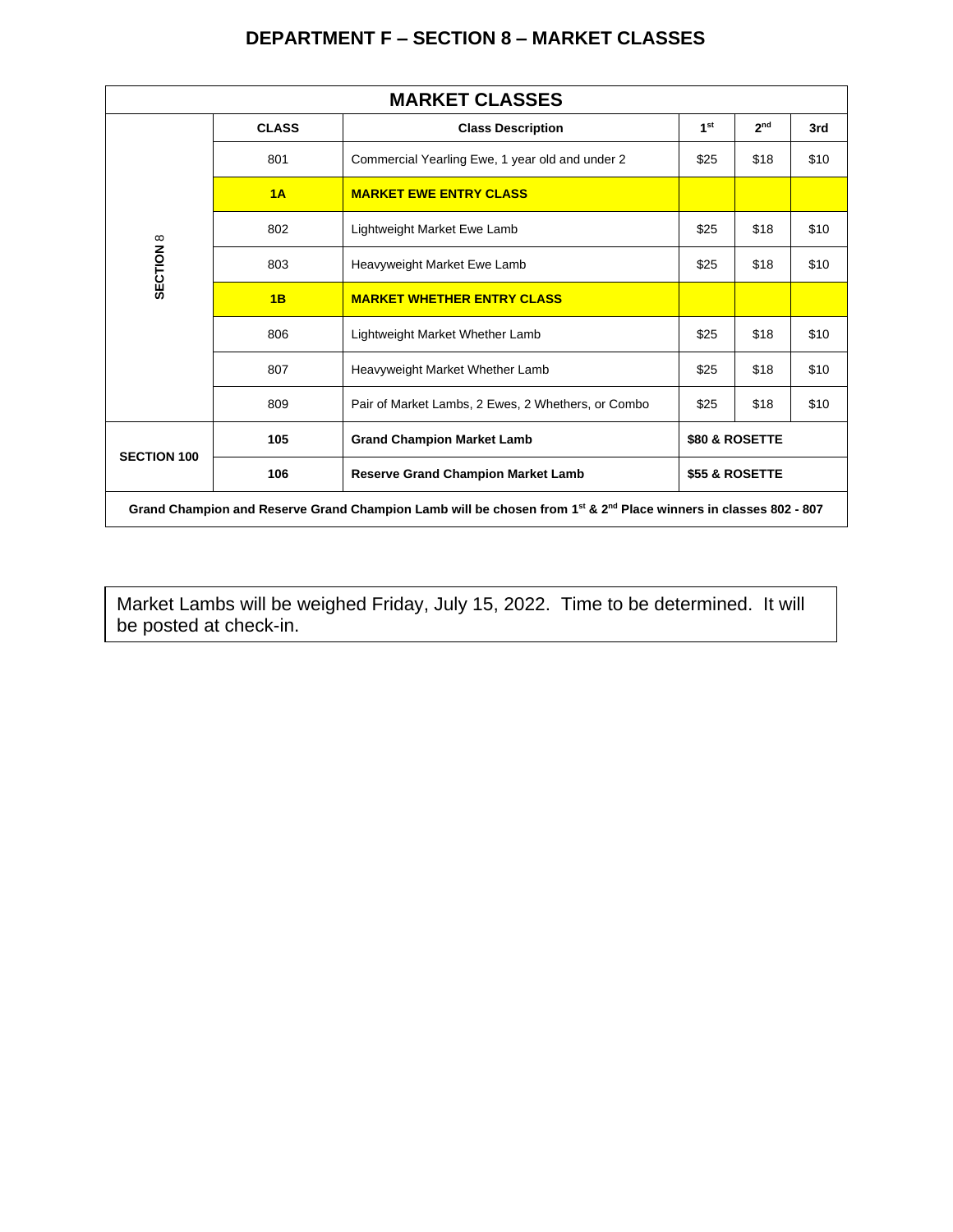# DEPARTMENT F – SECTION 8 – MARKET CLASSES

| MARKET CLASSES | | | | | |
|---|---|---|---|---|---|
| | **CLASS** | **Class Description** | **1st** | **2nd** | **3rd** |
| SECTION 8 | 801 | Commercial Yearling Ewe, 1 year old and under 2 | $25 | $18 | $10 |
| | **1A** | **MARKET EWE ENTRY CLASS** | | | |
| | 802 | Lightweight Market Ewe Lamb | $25 | $18 | $10 |
| | 803 | Heavyweight Market Ewe Lamb | $25 | $18 | $10 |
| | **1B** | **MARKET WHETHER ENTRY CLASS** | | | |
| | 806 | Lightweight Market Whether Lamb | $25 | $18 | $10 |
| | 807 | Heavyweight Market Whether Lamb | $25 | $18 | $10 |
| | 809 | Pair of Market Lambs, 2 Ewes, 2 Whethers, or Combo | $25 | $18 | $10 |
| **SECTION 100** | **105** | **Grand Champion Market Lamb** | **$80 & ROSETTE** | | |
| | **106** | **Reserve Grand Champion Market Lamb** | **$55 & ROSETTE** | | |
| **Grand Champion and Reserve Grand Champion Lamb will be chosen from 1st & 2nd Place winners in classes 802 - 807** | | | | | |

Market Lambs will be weighed Friday, July 15, 2022. Time to be determined. It will be posted at check-in.